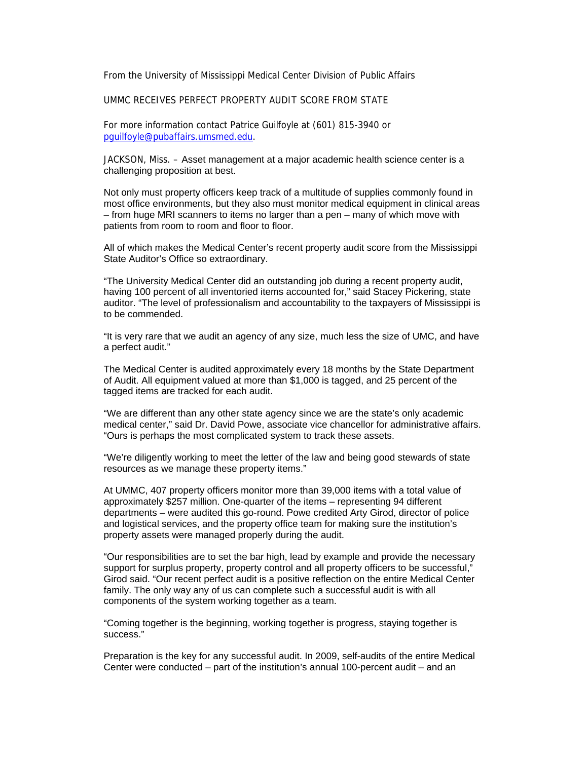From the University of Mississippi Medical Center Division of Public Affairs

# UMMC RECEIVES PERFECT PROPERTY AUDIT SCORE FROM STATE

For more information contact Patrice Guilfoyle at (601) 815-3940 or pguilfoyle@pubaffairs.umsmed.edu.

JACKSON, Miss. – Asset management at a major academic health science center is a challenging proposition at best.

Not only must property officers keep track of a multitude of supplies commonly found in most office environments, but they also must monitor medical equipment in clinical areas – from huge MRI scanners to items no larger than a pen – many of which move with patients from room to room and floor to floor.

All of which makes the Medical Center's recent property audit score from the Mississippi State Auditor's Office so extraordinary.

"The University Medical Center did an outstanding job during a recent property audit, having 100 percent of all inventoried items accounted for," said Stacey Pickering, state auditor. "The level of professionalism and accountability to the taxpayers of Mississippi is to be commended.

"It is very rare that we audit an agency of any size, much less the size of UMC, and have a perfect audit."

The Medical Center is audited approximately every 18 months by the State Department of Audit. All equipment valued at more than $1,000 is tagged, and 25 percent of the tagged items are tracked for each audit.

"We are different than any other state agency since we are the state's only academic medical center," said Dr. David Powe, associate vice chancellor for administrative affairs. "Ours is perhaps the most complicated system to track these assets.

"We're diligently working to meet the letter of the law and being good stewards of state resources as we manage these property items."

At UMMC, 407 property officers monitor more than 39,000 items with a total value of approximately $257 million. One-quarter of the items – representing 94 different departments – were audited this go-round. Powe credited Arty Girod, director of police and logistical services, and the property office team for making sure the institution's property assets were managed properly during the audit.

"Our responsibilities are to set the bar high, lead by example and provide the necessary support for surplus property, property control and all property officers to be successful," Girod said. "Our recent perfect audit is a positive reflection on the entire Medical Center family. The only way any of us can complete such a successful audit is with all components of the system working together as a team.

"Coming together is the beginning, working together is progress, staying together is success."

Preparation is the key for any successful audit. In 2009, self-audits of the entire Medical Center were conducted – part of the institution's annual 100-percent audit – and an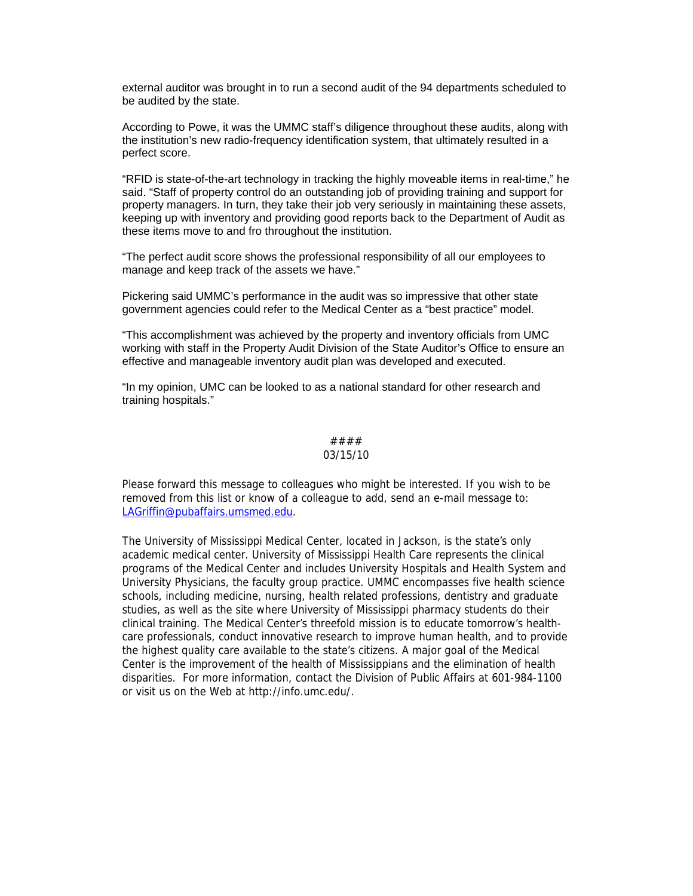external auditor was brought in to run a second audit of the 94 departments scheduled to be audited by the state.

According to Powe, it was the UMMC staff's diligence throughout these audits, along with the institution's new radio-frequency identification system, that ultimately resulted in a perfect score.

"RFID is state-of-the-art technology in tracking the highly moveable items in real-time," he said. "Staff of property control do an outstanding job of providing training and support for property managers. In turn, they take their job very seriously in maintaining these assets, keeping up with inventory and providing good reports back to the Department of Audit as these items move to and fro throughout the institution.

"The perfect audit score shows the professional responsibility of all our employees to manage and keep track of the assets we have."

Pickering said UMMC's performance in the audit was so impressive that other state government agencies could refer to the Medical Center as a "best practice" model.

"This accomplishment was achieved by the property and inventory officials from UMC working with staff in the Property Audit Division of the State Auditor's Office to ensure an effective and manageable inventory audit plan was developed and executed.

"In my opinion, UMC can be looked to as a national standard for other research and training hospitals."

####

03/15/10

Please forward this message to colleagues who might be interested. If you wish to be removed from this list or know of a colleague to add, send an e-mail message to: LAGriffin@pubaffairs.umsmed.edu.

The University of Mississippi Medical Center, located in Jackson, is the state's only academic medical center. University of Mississippi Health Care represents the clinical programs of the Medical Center and includes University Hospitals and Health System and University Physicians, the faculty group practice. UMMC encompasses five health science schools, including medicine, nursing, health related professions, dentistry and graduate studies, as well as the site where University of Mississippi pharmacy students do their clinical training. The Medical Center's threefold mission is to educate tomorrow's health-care professionals, conduct innovative research to improve human health, and to provide the highest quality care available to the state's citizens. A major goal of the Medical Center is the improvement of the health of Mississippians and the elimination of health disparities. For more information, contact the Division of Public Affairs at 601-984-1100 or visit us on the Web at http://info.umc.edu/.